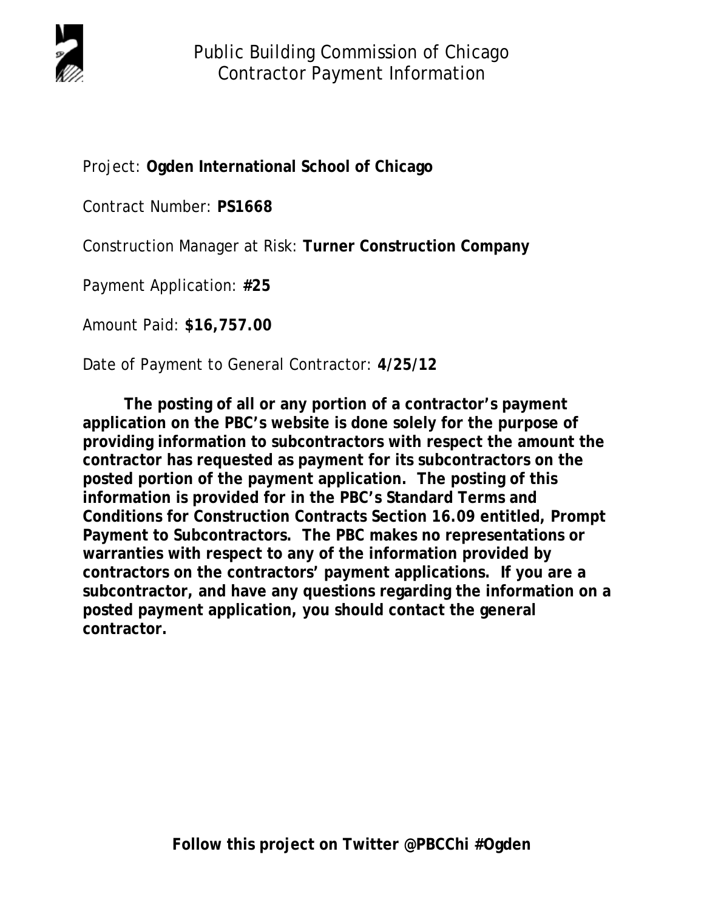# Public Building Commission of Chicago
## Contractor Payment Information

Project: **Ogden International School of Chicago**

Contract Number: **PS1668**

Construction Manager at Risk: **Turner Construction Company**

Payment Application: **#25**

Amount Paid: **$16,757.00**

Date of Payment to General Contractor: **4/25/12**

**The posting of all or any portion of a contractor's payment application on the PBC's website is done solely for the purpose of providing information to subcontractors with respect the amount the contractor has requested as payment for its subcontractors on the posted portion of the payment application. The posting of this information is provided for in the PBC's Standard Terms and Conditions for Construction Contracts Section 16.09 entitled, Prompt Payment to Subcontractors. The PBC makes no representations or warranties with respect to any of the information provided by contractors on the contractors' payment applications. If you are a subcontractor, and have any questions regarding the information on a posted payment application, you should contact the general contractor.**

**Follow this project on Twitter @PBCChi #Ogden**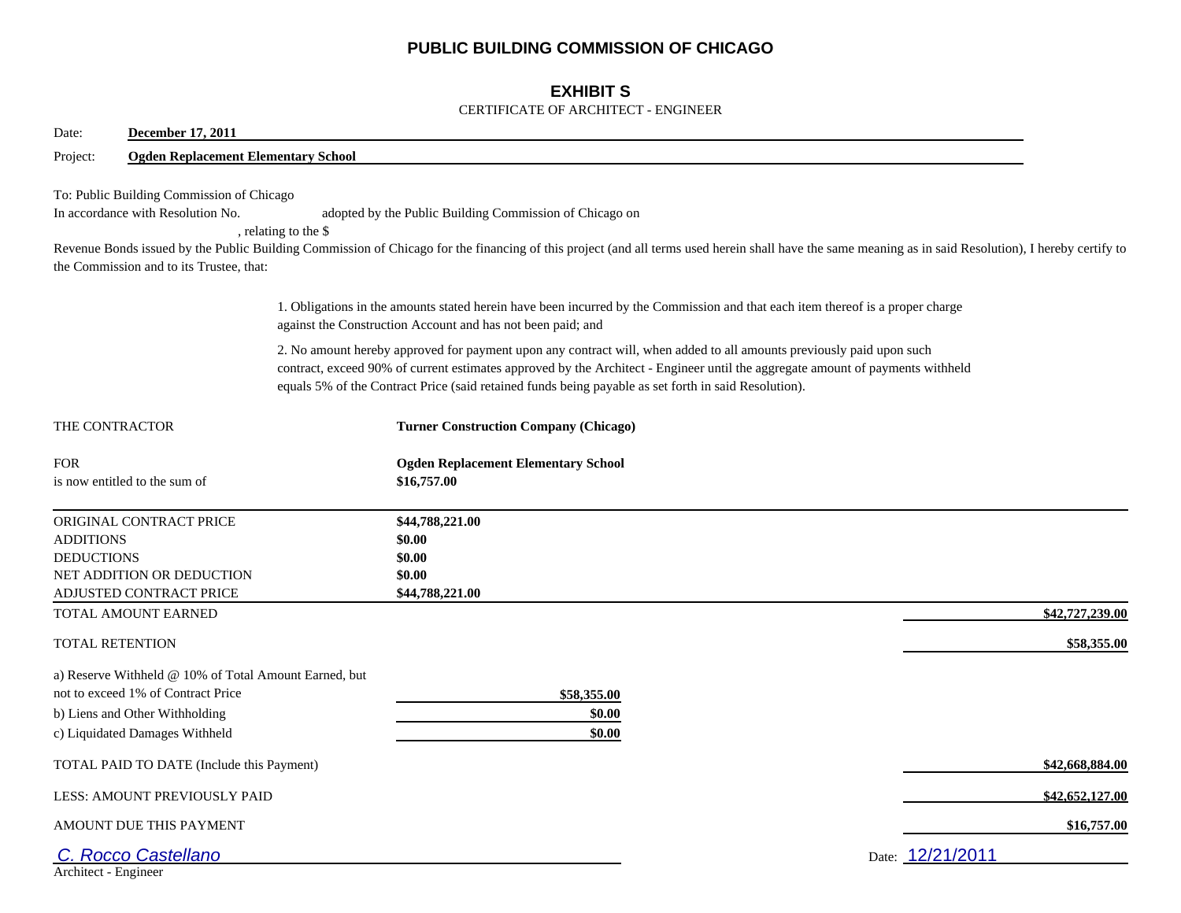# PUBLIC BUILDING COMMISSION OF CHICAGO

## EXHIBIT S

CERTIFICATE OF ARCHITECT - ENGINEER

Date: **December 17, 2011**

Project: **Ogden Replacement Elementary School**

To: Public Building Commission of Chicago

In accordance with Resolution No. adopted by the Public Building Commission of Chicago on , relating to the $ Revenue Bonds issued by the Public Building Commission of Chicago for the financing of this project (and all terms used herein shall have the same meaning as in said Resolution), I hereby certify to the Commission and to its Trustee, that:

1. Obligations in the amounts stated herein have been incurred by the Commission and that each item thereof is a proper charge against the Construction Account and has not been paid; and

2. No amount hereby approved for payment upon any contract will, when added to all amounts previously paid upon such contract, exceed 90% of current estimates approved by the Architect - Engineer until the aggregate amount of payments withheld equals 5% of the Contract Price (said retained funds being payable as set forth in said Resolution).

| | |
|---|---|
| THE CONTRACTOR | **Turner Construction Company (Chicago)** |
| FOR | **Ogden Replacement Elementary School** |
| is now entitled to the sum of | **$16,757.00** |

| | | |
|---|---|---|
| ORIGINAL CONTRACT PRICE | **$44,788,221.00** | |
| ADDITIONS | **$0.00** | |
| DEDUCTIONS | **$0.00** | |
| NET ADDITION OR DEDUCTION | **$0.00** | |
| ADJUSTED CONTRACT PRICE | **$44,788,221.00** | |
| TOTAL AMOUNT EARNED | | **$42,727,239.00** |
| TOTAL RETENTION | | **$58,355.00** |
| a) Reserve Withheld @ 10% of Total Amount Earned, but not to exceed 1% of Contract Price | **$58,355.00** | |
| b) Liens and Other Withholding | **$0.00** | |
| c) Liquidated Damages Withheld | **$0.00** | |
| TOTAL PAID TO DATE (Include this Payment) | | **$42,668,884.00** |
| LESS: AMOUNT PREVIOUSLY PAID | | **$42,652,127.00** |
| AMOUNT DUE THIS PAYMENT | | **$16,757.00** |

*C. Rocco Castellano*

Architect - Engineer

Date: 12/21/2011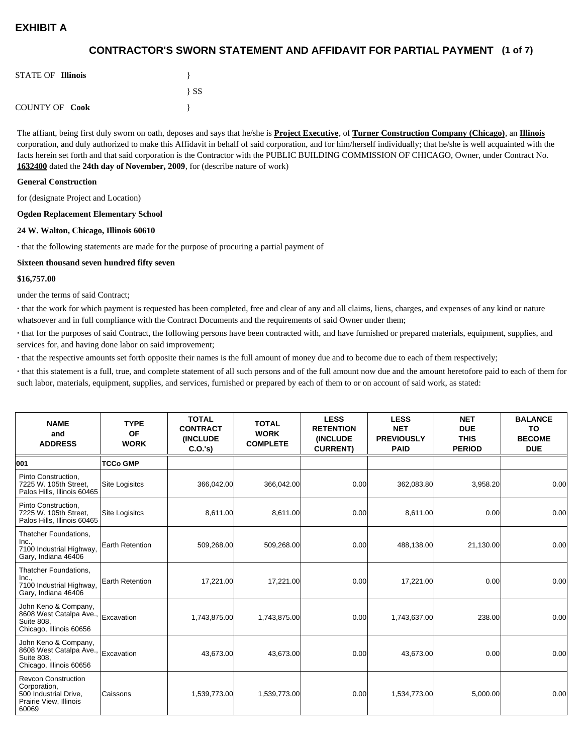**EXHIBIT A**

## CONTRACTOR'S SWORN STATEMENT AND AFFIDAVIT FOR PARTIAL PAYMENT (1 of 7)

STATE OF **Illinois** }
} SS
COUNTY OF **Cook** }

The affiant, being first duly sworn on oath, deposes and says that he/she is **Project Executive**, of **Turner Construction Company (Chicago)**, an **Illinois** corporation, and duly authorized to make this Affidavit in behalf of said corporation, and for him/herself individually; that he/she is well acquainted with the facts herein set forth and that said corporation is the Contractor with the PUBLIC BUILDING COMMISSION OF CHICAGO, Owner, under Contract No. **1632400** dated the **24th day of November, 2009**, for (describe nature of work)

**General Construction**

for (designate Project and Location)

**Ogden Replacement Elementary School**

**24 W. Walton, Chicago, Illinois 60610**

· that the following statements are made for the purpose of procuring a partial payment of

**Sixteen thousand seven hundred fifty seven**

**$16,757.00**

under the terms of said Contract;

· that the work for which payment is requested has been completed, free and clear of any and all claims, liens, charges, and expenses of any kind or nature whatsoever and in full compliance with the Contract Documents and the requirements of said Owner under them;

· that for the purposes of said Contract, the following persons have been contracted with, and have furnished or prepared materials, equipment, supplies, and services for, and having done labor on said improvement;

· that the respective amounts set forth opposite their names is the full amount of money due and to become due to each of them respectively;

· that this statement is a full, true, and complete statement of all such persons and of the full amount now due and the amount heretofore paid to each of them for such labor, materials, equipment, supplies, and services, furnished or prepared by each of them to or on account of said work, as stated:

| NAME and ADDRESS | TYPE OF WORK | TOTAL CONTRACT (INCLUDE C.O.'s) | TOTAL WORK COMPLETE | LESS RETENTION (INCLUDE CURRENT) | LESS NET PREVIOUSLY PAID | NET DUE THIS PERIOD | BALANCE TO BECOME DUE |
|---|---|---|---|---|---|---|---|
| **001** | **TCCo GMP** | | | | | | |
| Pinto Construction, 7225 W. 105th Street, Palos Hills, Illinois 60465 | Site Logisitcs | 366,042.00 | 366,042.00 | 0.00 | 362,083.80 | 3,958.20 | 0.00 |
| Pinto Construction, 7225 W. 105th Street, Palos Hills, Illinois 60465 | Site Logisitcs | 8,611.00 | 8,611.00 | 0.00 | 8,611.00 | 0.00 | 0.00 |
| Thatcher Foundations, Inc., 7100 Industrial Highway, Gary, Indiana 46406 | Earth Retention | 509,268.00 | 509,268.00 | 0.00 | 488,138.00 | 21,130.00 | 0.00 |
| Thatcher Foundations, Inc., 7100 Industrial Highway, Gary, Indiana 46406 | Earth Retention | 17,221.00 | 17,221.00 | 0.00 | 17,221.00 | 0.00 | 0.00 |
| John Keno & Company, 8608 West Catalpa Ave., Suite 808, Chicago, Illinois 60656 | Excavation | 1,743,875.00 | 1,743,875.00 | 0.00 | 1,743,637.00 | 238.00 | 0.00 |
| John Keno & Company, 8608 West Catalpa Ave., Suite 808, Chicago, Illinois 60656 | Excavation | 43,673.00 | 43,673.00 | 0.00 | 43,673.00 | 0.00 | 0.00 |
| Revcon Construction Corporation, 500 Industrial Drive, Prairie View, Illinois 60069 | Caissons | 1,539,773.00 | 1,539,773.00 | 0.00 | 1,534,773.00 | 5,000.00 | 0.00 |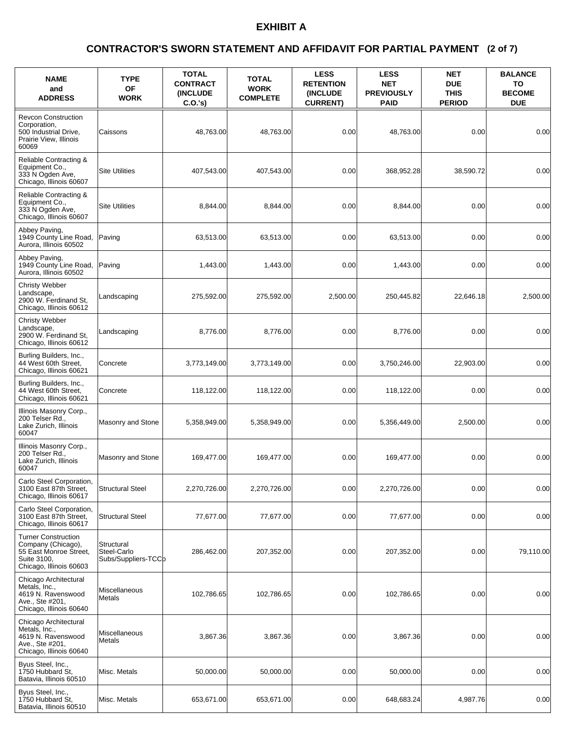# EXHIBIT A

## CONTRACTOR'S SWORN STATEMENT AND AFFIDAVIT FOR PARTIAL PAYMENT (2 of 7)

| NAME and ADDRESS | TYPE OF WORK | TOTAL CONTRACT (INCLUDE C.O.'s) | TOTAL WORK COMPLETE | LESS RETENTION (INCLUDE CURRENT) | LESS NET PREVIOUSLY PAID | NET DUE THIS PERIOD | BALANCE TO BECOME DUE |
|---|---|---|---|---|---|---|---|
| Revcon Construction Corporation, 500 Industrial Drive, Prairie View, Illinois 60069 | Caissons | 48,763.00 | 48,763.00 | 0.00 | 48,763.00 | 0.00 | 0.00 |
| Reliable Contracting & Equipment Co., 333 N Ogden Ave, Chicago, Illinois 60607 | Site Utilities | 407,543.00 | 407,543.00 | 0.00 | 368,952.28 | 38,590.72 | 0.00 |
| Reliable Contracting & Equipment Co., 333 N Ogden Ave, Chicago, Illinois 60607 | Site Utilities | 8,844.00 | 8,844.00 | 0.00 | 8,844.00 | 0.00 | 0.00 |
| Abbey Paving, 1949 County Line Road, Aurora, Illinois 60502 | Paving | 63,513.00 | 63,513.00 | 0.00 | 63,513.00 | 0.00 | 0.00 |
| Abbey Paving, 1949 County Line Road, Aurora, Illinois 60502 | Paving | 1,443.00 | 1,443.00 | 0.00 | 1,443.00 | 0.00 | 0.00 |
| Christy Webber Landscape, 2900 W. Ferdinand St, Chicago, Illinois 60612 | Landscaping | 275,592.00 | 275,592.00 | 2,500.00 | 250,445.82 | 22,646.18 | 2,500.00 |
| Christy Webber Landscape, 2900 W. Ferdinand St, Chicago, Illinois 60612 | Landscaping | 8,776.00 | 8,776.00 | 0.00 | 8,776.00 | 0.00 | 0.00 |
| Burling Builders, Inc., 44 West 60th Street, Chicago, Illinois 60621 | Concrete | 3,773,149.00 | 3,773,149.00 | 0.00 | 3,750,246.00 | 22,903.00 | 0.00 |
| Burling Builders, Inc., 44 West 60th Street, Chicago, Illinois 60621 | Concrete | 118,122.00 | 118,122.00 | 0.00 | 118,122.00 | 0.00 | 0.00 |
| Illinois Masonry Corp., 200 Telser Rd., Lake Zurich, Illinois 60047 | Masonry and Stone | 5,358,949.00 | 5,358,949.00 | 0.00 | 5,356,449.00 | 2,500.00 | 0.00 |
| Illinois Masonry Corp., 200 Telser Rd., Lake Zurich, Illinois 60047 | Masonry and Stone | 169,477.00 | 169,477.00 | 0.00 | 169,477.00 | 0.00 | 0.00 |
| Carlo Steel Corporation, 3100 East 87th Street, Chicago, Illinois 60617 | Structural Steel | 2,270,726.00 | 2,270,726.00 | 0.00 | 2,270,726.00 | 0.00 | 0.00 |
| Carlo Steel Corporation, 3100 East 87th Street, Chicago, Illinois 60617 | Structural Steel | 77,677.00 | 77,677.00 | 0.00 | 77,677.00 | 0.00 | 0.00 |
| Turner Construction Company (Chicago), 55 East Monroe Street, Suite 3100, Chicago, Illinois 60603 | Structural Steel-Carlo Subs/Suppliers-TCCo | 286,462.00 | 207,352.00 | 0.00 | 207,352.00 | 0.00 | 79,110.00 |
| Chicago Architectural Metals, Inc., 4619 N. Ravenswood Ave., Ste #201, Chicago, Illinois 60640 | Miscellaneous Metals | 102,786.65 | 102,786.65 | 0.00 | 102,786.65 | 0.00 | 0.00 |
| Chicago Architectural Metals, Inc., 4619 N. Ravenswood Ave., Ste #201, Chicago, Illinois 60640 | Miscellaneous Metals | 3,867.36 | 3,867.36 | 0.00 | 3,867.36 | 0.00 | 0.00 |
| Byus Steel, Inc., 1750 Hubbard St, Batavia, Illinois 60510 | Misc. Metals | 50,000.00 | 50,000.00 | 0.00 | 50,000.00 | 0.00 | 0.00 |
| Byus Steel, Inc., 1750 Hubbard St, Batavia, Illinois 60510 | Misc. Metals | 653,671.00 | 653,671.00 | 0.00 | 648,683.24 | 4,987.76 | 0.00 |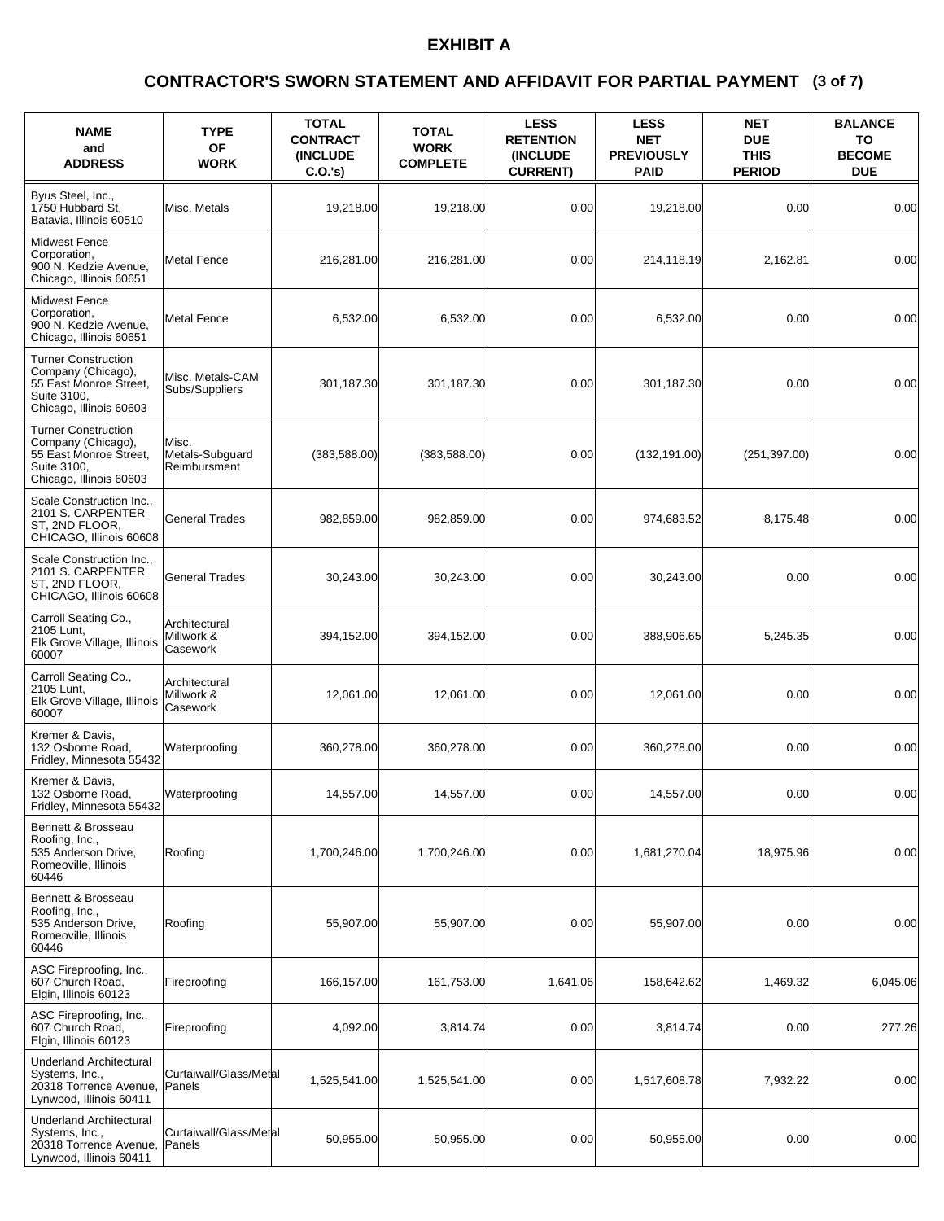# EXHIBIT A

## CONTRACTOR'S SWORN STATEMENT AND AFFIDAVIT FOR PARTIAL PAYMENT (3 of 7)

| NAME and ADDRESS | TYPE OF WORK | TOTAL CONTRACT (INCLUDE C.O.'s) | TOTAL WORK COMPLETE | LESS RETENTION (INCLUDE CURRENT) | LESS NET PREVIOUSLY PAID | NET DUE THIS PERIOD | BALANCE TO BECOME DUE |
|---|---|---|---|---|---|---|---|
| Byus Steel, Inc., 1750 Hubbard St, Batavia, Illinois 60510 | Misc. Metals | 19,218.00 | 19,218.00 | 0.00 | 19,218.00 | 0.00 | 0.00 |
| Midwest Fence Corporation, 900 N. Kedzie Avenue, Chicago, Illinois 60651 | Metal Fence | 216,281.00 | 216,281.00 | 0.00 | 214,118.19 | 2,162.81 | 0.00 |
| Midwest Fence Corporation, 900 N. Kedzie Avenue, Chicago, Illinois 60651 | Metal Fence | 6,532.00 | 6,532.00 | 0.00 | 6,532.00 | 0.00 | 0.00 |
| Turner Construction Company (Chicago), 55 East Monroe Street, Suite 3100, Chicago, Illinois 60603 | Misc. Metals-CAM Subs/Suppliers | 301,187.30 | 301,187.30 | 0.00 | 301,187.30 | 0.00 | 0.00 |
| Turner Construction Company (Chicago), 55 East Monroe Street, Suite 3100, Chicago, Illinois 60603 | Misc. Metals-Subguard Reimbursment | (383,588.00) | (383,588.00) | 0.00 | (132,191.00) | (251,397.00) | 0.00 |
| Scale Construction Inc., 2101 S. CARPENTER ST, 2ND FLOOR, CHICAGO, Illinois 60608 | General Trades | 982,859.00 | 982,859.00 | 0.00 | 974,683.52 | 8,175.48 | 0.00 |
| Scale Construction Inc., 2101 S. CARPENTER ST, 2ND FLOOR, CHICAGO, Illinois 60608 | General Trades | 30,243.00 | 30,243.00 | 0.00 | 30,243.00 | 0.00 | 0.00 |
| Carroll Seating Co., 2105 Lunt, Elk Grove Village, Illinois 60007 | Architectural Millwork & Casework | 394,152.00 | 394,152.00 | 0.00 | 388,906.65 | 5,245.35 | 0.00 |
| Carroll Seating Co., 2105 Lunt, Elk Grove Village, Illinois 60007 | Architectural Millwork & Casework | 12,061.00 | 12,061.00 | 0.00 | 12,061.00 | 0.00 | 0.00 |
| Kremer & Davis, 132 Osborne Road, Fridley, Minnesota 55432 | Waterproofing | 360,278.00 | 360,278.00 | 0.00 | 360,278.00 | 0.00 | 0.00 |
| Kremer & Davis, 132 Osborne Road, Fridley, Minnesota 55432 | Waterproofing | 14,557.00 | 14,557.00 | 0.00 | 14,557.00 | 0.00 | 0.00 |
| Bennett & Brosseau Roofing, Inc., 535 Anderson Drive, Romeoville, Illinois 60446 | Roofing | 1,700,246.00 | 1,700,246.00 | 0.00 | 1,681,270.04 | 18,975.96 | 0.00 |
| Bennett & Brosseau Roofing, Inc., 535 Anderson Drive, Romeoville, Illinois 60446 | Roofing | 55,907.00 | 55,907.00 | 0.00 | 55,907.00 | 0.00 | 0.00 |
| ASC Fireproofing, Inc., 607 Church Road, Elgin, Illinois 60123 | Fireproofing | 166,157.00 | 161,753.00 | 1,641.06 | 158,642.62 | 1,469.32 | 6,045.06 |
| ASC Fireproofing, Inc., 607 Church Road, Elgin, Illinois 60123 | Fireproofing | 4,092.00 | 3,814.74 | 0.00 | 3,814.74 | 0.00 | 277.26 |
| Underland Architectural Systems, Inc., 20318 Torrence Avenue, Lynwood, Illinois 60411 | Curtaiwall/Glass/Metal Panels | 1,525,541.00 | 1,525,541.00 | 0.00 | 1,517,608.78 | 7,932.22 | 0.00 |
| Underland Architectural Systems, Inc., 20318 Torrence Avenue, Lynwood, Illinois 60411 | Curtaiwall/Glass/Metal Panels | 50,955.00 | 50,955.00 | 0.00 | 50,955.00 | 0.00 | 0.00 |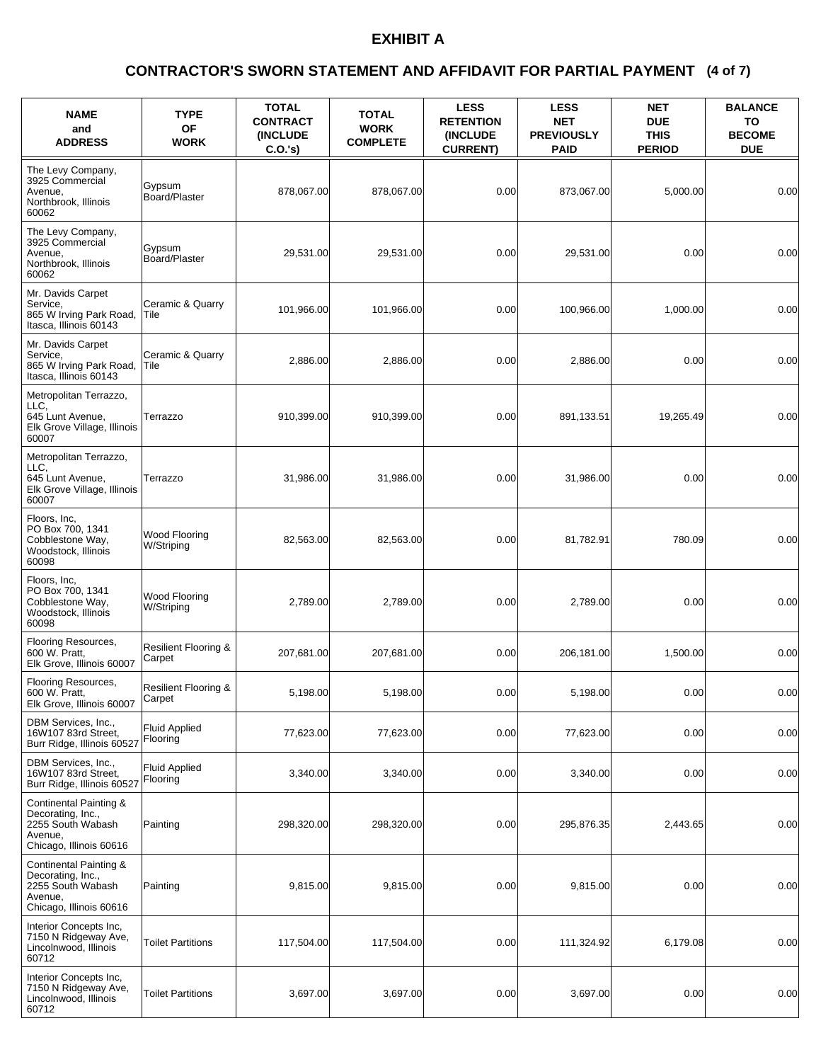# EXHIBIT A

## CONTRACTOR'S SWORN STATEMENT AND AFFIDAVIT FOR PARTIAL PAYMENT (4 of 7)

| NAME and ADDRESS | TYPE OF WORK | TOTAL CONTRACT (INCLUDE C.O.'s) | TOTAL WORK COMPLETE | LESS RETENTION (INCLUDE CURRENT) | LESS NET PREVIOUSLY PAID | NET DUE THIS PERIOD | BALANCE TO BECOME DUE |
|---|---|---|---|---|---|---|---|
| The Levy Company, 3925 Commercial Avenue, Northbrook, Illinois 60062 | Gypsum Board/Plaster | 878,067.00 | 878,067.00 | 0.00 | 873,067.00 | 5,000.00 | 0.00 |
| The Levy Company, 3925 Commercial Avenue, Northbrook, Illinois 60062 | Gypsum Board/Plaster | 29,531.00 | 29,531.00 | 0.00 | 29,531.00 | 0.00 | 0.00 |
| Mr. Davids Carpet Service, 865 W Irving Park Road, Itasca, Illinois 60143 | Ceramic & Quarry Tile | 101,966.00 | 101,966.00 | 0.00 | 100,966.00 | 1,000.00 | 0.00 |
| Mr. Davids Carpet Service, 865 W Irving Park Road, Itasca, Illinois 60143 | Ceramic & Quarry Tile | 2,886.00 | 2,886.00 | 0.00 | 2,886.00 | 0.00 | 0.00 |
| Metropolitan Terrazzo, LLC, 645 Lunt Avenue, Elk Grove Village, Illinois 60007 | Terrazzo | 910,399.00 | 910,399.00 | 0.00 | 891,133.51 | 19,265.49 | 0.00 |
| Metropolitan Terrazzo, LLC, 645 Lunt Avenue, Elk Grove Village, Illinois 60007 | Terrazzo | 31,986.00 | 31,986.00 | 0.00 | 31,986.00 | 0.00 | 0.00 |
| Floors, Inc, PO Box 700, 1341 Cobblestone Way, Woodstock, Illinois 60098 | Wood Flooring W/Striping | 82,563.00 | 82,563.00 | 0.00 | 81,782.91 | 780.09 | 0.00 |
| Floors, Inc, PO Box 700, 1341 Cobblestone Way, Woodstock, Illinois 60098 | Wood Flooring W/Striping | 2,789.00 | 2,789.00 | 0.00 | 2,789.00 | 0.00 | 0.00 |
| Flooring Resources, 600 W. Pratt, Elk Grove, Illinois 60007 | Resilient Flooring & Carpet | 207,681.00 | 207,681.00 | 0.00 | 206,181.00 | 1,500.00 | 0.00 |
| Flooring Resources, 600 W. Pratt, Elk Grove, Illinois 60007 | Resilient Flooring & Carpet | 5,198.00 | 5,198.00 | 0.00 | 5,198.00 | 0.00 | 0.00 |
| DBM Services, Inc., 16W107 83rd Street, Burr Ridge, Illinois 60527 | Fluid Applied Flooring | 77,623.00 | 77,623.00 | 0.00 | 77,623.00 | 0.00 | 0.00 |
| DBM Services, Inc., 16W107 83rd Street, Burr Ridge, Illinois 60527 | Fluid Applied Flooring | 3,340.00 | 3,340.00 | 0.00 | 3,340.00 | 0.00 | 0.00 |
| Continental Painting & Decorating, Inc., 2255 South Wabash Avenue, Chicago, Illinois 60616 | Painting | 298,320.00 | 298,320.00 | 0.00 | 295,876.35 | 2,443.65 | 0.00 |
| Continental Painting & Decorating, Inc., 2255 South Wabash Avenue, Chicago, Illinois 60616 | Painting | 9,815.00 | 9,815.00 | 0.00 | 9,815.00 | 0.00 | 0.00 |
| Interior Concepts Inc, 7150 N Ridgeway Ave, Lincolnwood, Illinois 60712 | Toilet Partitions | 117,504.00 | 117,504.00 | 0.00 | 111,324.92 | 6,179.08 | 0.00 |
| Interior Concepts Inc, 7150 N Ridgeway Ave, Lincolnwood, Illinois 60712 | Toilet Partitions | 3,697.00 | 3,697.00 | 0.00 | 3,697.00 | 0.00 | 0.00 |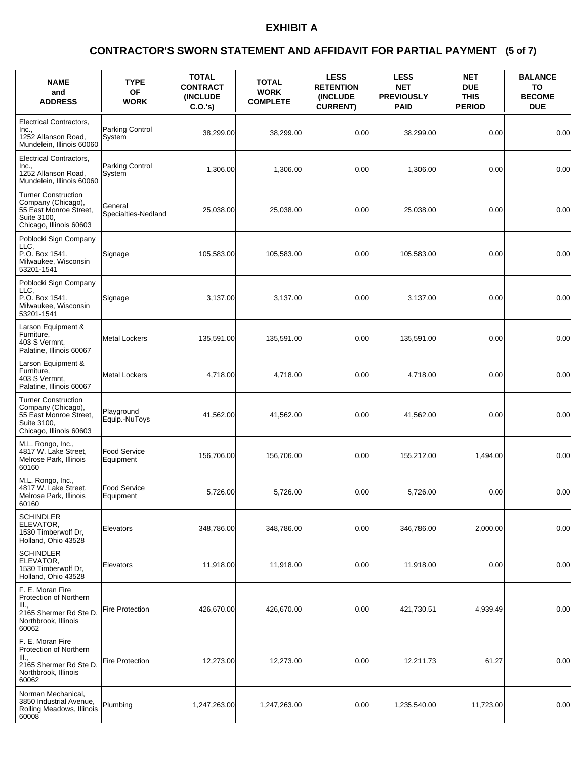# EXHIBIT A

## CONTRACTOR'S SWORN STATEMENT AND AFFIDAVIT FOR PARTIAL PAYMENT (5 of 7)

| NAME and ADDRESS | TYPE OF WORK | TOTAL CONTRACT (INCLUDE C.O.'s) | TOTAL WORK COMPLETE | LESS RETENTION (INCLUDE CURRENT) | LESS NET PREVIOUSLY PAID | NET DUE THIS PERIOD | BALANCE TO BECOME DUE |
|---|---|---|---|---|---|---|---|
| Electrical Contractors, Inc., 1252 Allanson Road, Mundelein, Illinois 60060 | Parking Control System | 38,299.00 | 38,299.00 | 0.00 | 38,299.00 | 0.00 | 0.00 |
| Electrical Contractors, Inc., 1252 Allanson Road, Mundelein, Illinois 60060 | Parking Control System | 1,306.00 | 1,306.00 | 0.00 | 1,306.00 | 0.00 | 0.00 |
| Turner Construction Company (Chicago), 55 East Monroe Street, Suite 3100, Chicago, Illinois 60603 | General Specialties-Nedland | 25,038.00 | 25,038.00 | 0.00 | 25,038.00 | 0.00 | 0.00 |
| Poblocki Sign Company LLC, P.O. Box 1541, Milwaukee, Wisconsin 53201-1541 | Signage | 105,583.00 | 105,583.00 | 0.00 | 105,583.00 | 0.00 | 0.00 |
| Poblocki Sign Company LLC, P.O. Box 1541, Milwaukee, Wisconsin 53201-1541 | Signage | 3,137.00 | 3,137.00 | 0.00 | 3,137.00 | 0.00 | 0.00 |
| Larson Equipment & Furniture, 403 S Vermnt, Palatine, Illinois 60067 | Metal Lockers | 135,591.00 | 135,591.00 | 0.00 | 135,591.00 | 0.00 | 0.00 |
| Larson Equipment & Furniture, 403 S Vermnt, Palatine, Illinois 60067 | Metal Lockers | 4,718.00 | 4,718.00 | 0.00 | 4,718.00 | 0.00 | 0.00 |
| Turner Construction Company (Chicago), 55 East Monroe Street, Suite 3100, Chicago, Illinois 60603 | Playground Equip.-NuToys | 41,562.00 | 41,562.00 | 0.00 | 41,562.00 | 0.00 | 0.00 |
| M.L. Rongo, Inc., 4817 W. Lake Street, Melrose Park, Illinois 60160 | Food Service Equipment | 156,706.00 | 156,706.00 | 0.00 | 155,212.00 | 1,494.00 | 0.00 |
| M.L. Rongo, Inc., 4817 W. Lake Street, Melrose Park, Illinois 60160 | Food Service Equipment | 5,726.00 | 5,726.00 | 0.00 | 5,726.00 | 0.00 | 0.00 |
| SCHINDLER ELEVATOR, 1530 Timberwolf Dr, Holland, Ohio 43528 | Elevators | 348,786.00 | 348,786.00 | 0.00 | 346,786.00 | 2,000.00 | 0.00 |
| SCHINDLER ELEVATOR, 1530 Timberwolf Dr, Holland, Ohio 43528 | Elevators | 11,918.00 | 11,918.00 | 0.00 | 11,918.00 | 0.00 | 0.00 |
| F. E. Moran Fire Protection of Northern Ill., 2165 Shermer Rd Ste D, Northbrook, Illinois 60062 | Fire Protection | 426,670.00 | 426,670.00 | 0.00 | 421,730.51 | 4,939.49 | 0.00 |
| F. E. Moran Fire Protection of Northern Ill., 2165 Shermer Rd Ste D, Northbrook, Illinois 60062 | Fire Protection | 12,273.00 | 12,273.00 | 0.00 | 12,211.73 | 61.27 | 0.00 |
| Norman Mechanical, 3850 Industrial Avenue, Rolling Meadows, Illinois 60008 | Plumbing | 1,247,263.00 | 1,247,263.00 | 0.00 | 1,235,540.00 | 11,723.00 | 0.00 |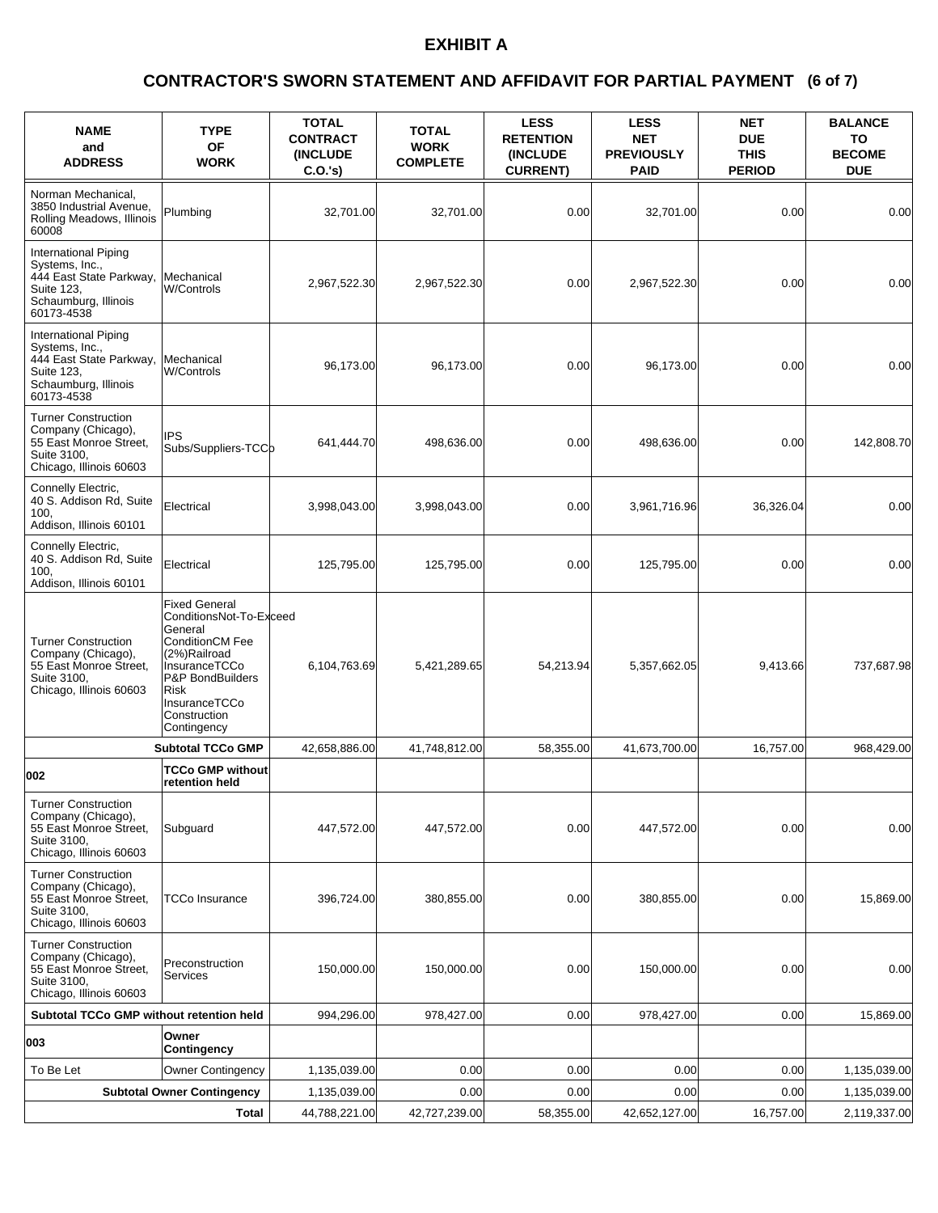# EXHIBIT A

## CONTRACTOR'S SWORN STATEMENT AND AFFIDAVIT FOR PARTIAL PAYMENT (6 of 7)

| NAME and ADDRESS | TYPE OF WORK | TOTAL CONTRACT (INCLUDE C.O.'s) | TOTAL WORK COMPLETE | LESS RETENTION (INCLUDE CURRENT) | LESS NET PREVIOUSLY PAID | NET DUE THIS PERIOD | BALANCE TO BECOME DUE |
|---|---|---|---|---|---|---|---|
| Norman Mechanical, 3850 Industrial Avenue, Rolling Meadows, Illinois 60008 | Plumbing | 32,701.00 | 32,701.00 | 0.00 | 32,701.00 | 0.00 | 0.00 |
| International Piping Systems, Inc., 444 East State Parkway, Suite 123, Schaumburg, Illinois 60173-4538 | Mechanical W/Controls | 2,967,522.30 | 2,967,522.30 | 0.00 | 2,967,522.30 | 0.00 | 0.00 |
| International Piping Systems, Inc., 444 East State Parkway, Suite 123, Schaumburg, Illinois 60173-4538 | Mechanical W/Controls | 96,173.00 | 96,173.00 | 0.00 | 96,173.00 | 0.00 | 0.00 |
| Turner Construction Company (Chicago), 55 East Monroe Street, Suite 3100, Chicago, Illinois 60603 | IPS Subs/Suppliers-TCCo | 641,444.70 | 498,636.00 | 0.00 | 498,636.00 | 0.00 | 142,808.70 |
| Connelly Electric, 40 S. Addison Rd, Suite 100, Addison, Illinois 60101 | Electrical | 3,998,043.00 | 3,998,043.00 | 0.00 | 3,961,716.96 | 36,326.04 | 0.00 |
| Connelly Electric, 40 S. Addison Rd, Suite 100, Addison, Illinois 60101 | Electrical | 125,795.00 | 125,795.00 | 0.00 | 125,795.00 | 0.00 | 0.00 |
| Turner Construction Company (Chicago), 55 East Monroe Street, Suite 3100, Chicago, Illinois 60603 | Fixed General ConditionsNot-To-Exceed General ConditionCM Fee (2%)Railroad InsuranceTCCo P&P BondBuilders Risk InsuranceTCCo Construction Contingency | 6,104,763.69 | 5,421,289.65 | 54,213.94 | 5,357,662.05 | 9,413.66 | 737,687.98 |
| | **Subtotal TCCo GMP** | 42,658,886.00 | 41,748,812.00 | 58,355.00 | 41,673,700.00 | 16,757.00 | 968,429.00 |
| **002** | **TCCo GMP without retention held** | | | | | | |
| Turner Construction Company (Chicago), 55 East Monroe Street, Suite 3100, Chicago, Illinois 60603 | Subguard | 447,572.00 | 447,572.00 | 0.00 | 447,572.00 | 0.00 | 0.00 |
| Turner Construction Company (Chicago), 55 East Monroe Street, Suite 3100, Chicago, Illinois 60603 | TCCo Insurance | 396,724.00 | 380,855.00 | 0.00 | 380,855.00 | 0.00 | 15,869.00 |
| Turner Construction Company (Chicago), 55 East Monroe Street, Suite 3100, Chicago, Illinois 60603 | Preconstruction Services | 150,000.00 | 150,000.00 | 0.00 | 150,000.00 | 0.00 | 0.00 |
| **Subtotal TCCo GMP without retention held** | | 994,296.00 | 978,427.00 | 0.00 | 978,427.00 | 0.00 | 15,869.00 |
| **003** | **Owner Contingency** | | | | | | |
| To Be Let | Owner Contingency | 1,135,039.00 | 0.00 | 0.00 | 0.00 | 0.00 | 1,135,039.00 |
| | **Subtotal Owner Contingency** | 1,135,039.00 | 0.00 | 0.00 | 0.00 | 0.00 | 1,135,039.00 |
| | **Total** | 44,788,221.00 | 42,727,239.00 | 58,355.00 | 42,652,127.00 | 16,757.00 | 2,119,337.00 |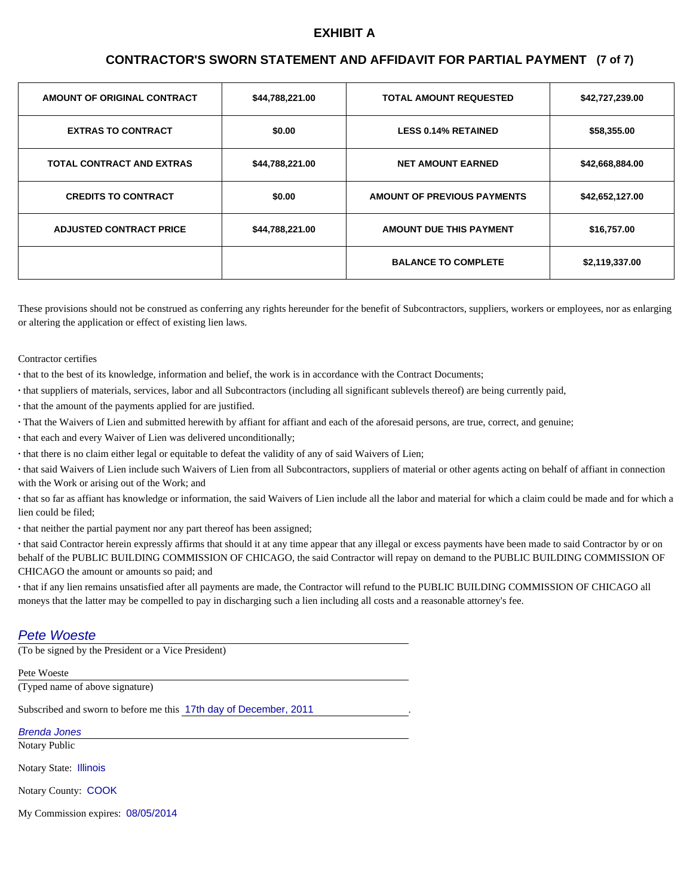# EXHIBIT A

## CONTRACTOR'S SWORN STATEMENT AND AFFIDAVIT FOR PARTIAL PAYMENT (7 of 7)

| | | | |
|---|---|---|---|
| **AMOUNT OF ORIGINAL CONTRACT** | **$44,788,221.00** | **TOTAL AMOUNT REQUESTED** | **$42,727,239.00** |
| **EXTRAS TO CONTRACT** | **$0.00** | **LESS 0.14% RETAINED** | **$58,355.00** |
| **TOTAL CONTRACT AND EXTRAS** | **$44,788,221.00** | **NET AMOUNT EARNED** | **$42,668,884.00** |
| **CREDITS TO CONTRACT** | **$0.00** | **AMOUNT OF PREVIOUS PAYMENTS** | **$42,652,127.00** |
| **ADJUSTED CONTRACT PRICE** | **$44,788,221.00** | **AMOUNT DUE THIS PAYMENT** | **$16,757.00** |
| | | **BALANCE TO COMPLETE** | **$2,119,337.00** |

These provisions should not be construed as conferring any rights hereunder for the benefit of Subcontractors, suppliers, workers or employees, nor as enlarging or altering the application or effect of existing lien laws.

Contractor certifies

- that to the best of its knowledge, information and belief, the work is in accordance with the Contract Documents;
- that suppliers of materials, services, labor and all Subcontractors (including all significant sublevels thereof) are being currently paid,
- that the amount of the payments applied for are justified.
- That the Waivers of Lien and submitted herewith by affiant for affiant and each of the aforesaid persons, are true, correct, and genuine;
- that each and every Waiver of Lien was delivered unconditionally;
- that there is no claim either legal or equitable to defeat the validity of any of said Waivers of Lien;
- that said Waivers of Lien include such Waivers of Lien from all Subcontractors, suppliers of material or other agents acting on behalf of affiant in connection with the Work or arising out of the Work; and
- that so far as affiant has knowledge or information, the said Waivers of Lien include all the labor and material for which a claim could be made and for which a lien could be filed;
- that neither the partial payment nor any part thereof has been assigned;
- that said Contractor herein expressly affirms that should it at any time appear that any illegal or excess payments have been made to said Contractor by or on behalf of the PUBLIC BUILDING COMMISSION OF CHICAGO, the said Contractor will repay on demand to the PUBLIC BUILDING COMMISSION OF CHICAGO the amount or amounts so paid; and
- that if any lien remains unsatisfied after all payments are made, the Contractor will refund to the PUBLIC BUILDING COMMISSION OF CHICAGO all moneys that the latter may be compelled to pay in discharging such a lien including all costs and a reasonable attorney's fee.

*Pete Woeste*
(To be signed by the President or a Vice President)

Pete Woeste
(Typed name of above signature)

Subscribed and sworn to before me this 17th day of December, 2011.

*Brenda Jones*
Notary Public

Notary State: Illinois

Notary County: COOK

My Commission expires: 08/05/2014